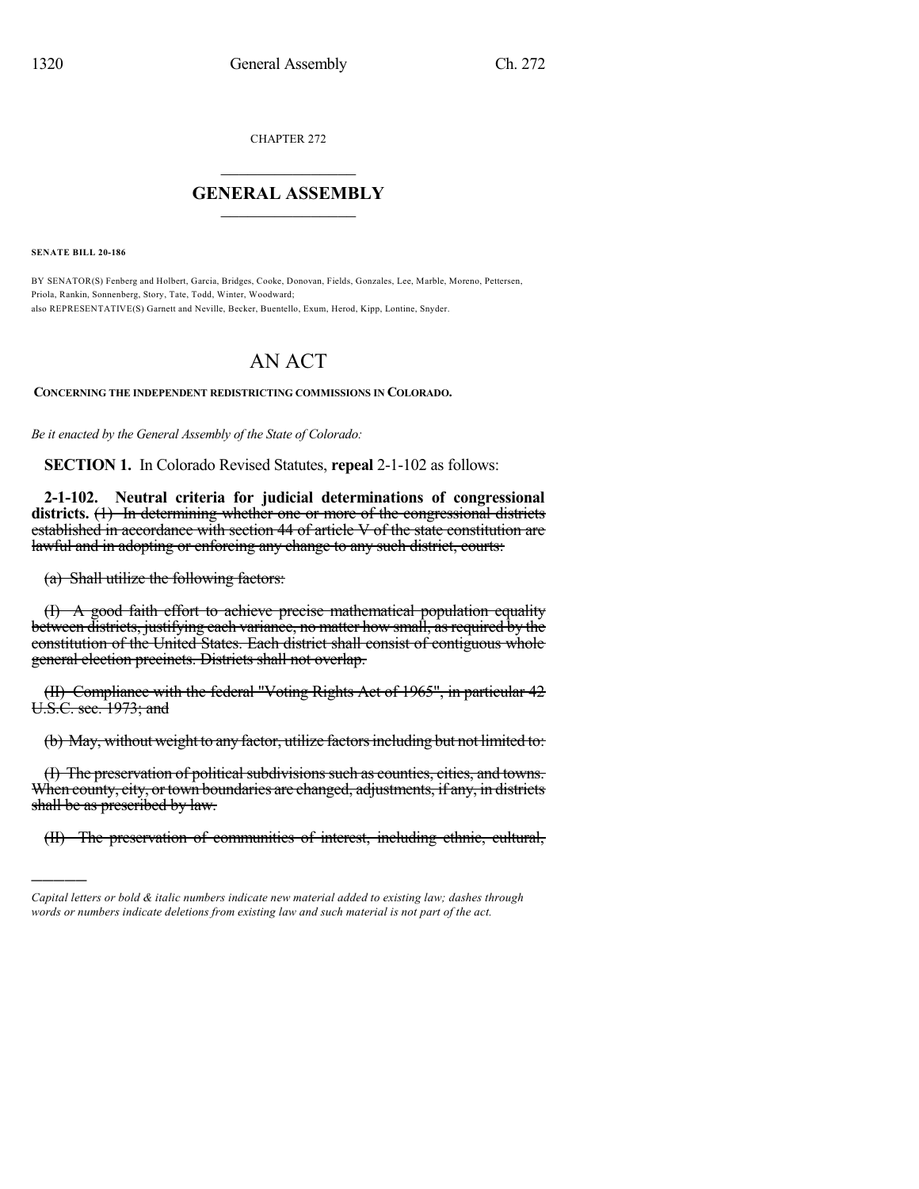CHAPTER 272

# GENERAL ASSEMBLY

**SENATE BILL 20-186**

BY SENATOR(S) Fenberg and Holbert, Garcia, Bridges, Cooke, Donovan, Fields, Gonzales, Lee, Marble, Moreno, Pettersen, Priola, Rankin, Sonnenberg, Story, Tate, Todd, Winter, Woodward;
also REPRESENTATIVE(S) Garnett and Neville, Becker, Buentello, Exum, Herod, Kipp, Lontine, Snyder.

# AN ACT

**CONCERNING THE INDEPENDENT REDISTRICTING COMMISSIONS IN COLORADO.**

*Be it enacted by the General Assembly of the State of Colorado:*

**SECTION 1.** In Colorado Revised Statutes, **repeal** 2-1-102 as follows:

**2-1-102. Neutral criteria for judicial determinations of congressional districts.** ~~(1) In determining whether one or more of the congressional districts established in accordance with section 44 of article V of the state constitution are lawful and in adopting or enforcing any change to any such district, courts:~~

~~(a) Shall utilize the following factors:~~

~~(I) A good faith effort to achieve precise mathematical population equality between districts, justifying each variance, no matter how small, as required by the constitution of the United States. Each district shall consist of contiguous whole general election precincts. Districts shall not overlap.~~

~~(II) Compliance with the federal "Voting Rights Act of 1965", in particular 42 U.S.C. sec. 1973; and~~

~~(b) May, without weight to any factor, utilize factors including but not limited to:~~

~~(I) The preservation of political subdivisions such as counties, cities, and towns. When county, city, or town boundaries are changed, adjustments, if any, in districts shall be as prescribed by law.~~

~~(II) The preservation of communities of interest, including ethnic, cultural,~~

---

*Capital letters or bold & italic numbers indicate new material added to existing law; dashes through words or numbers indicate deletions from existing law and such material is not part of the act.*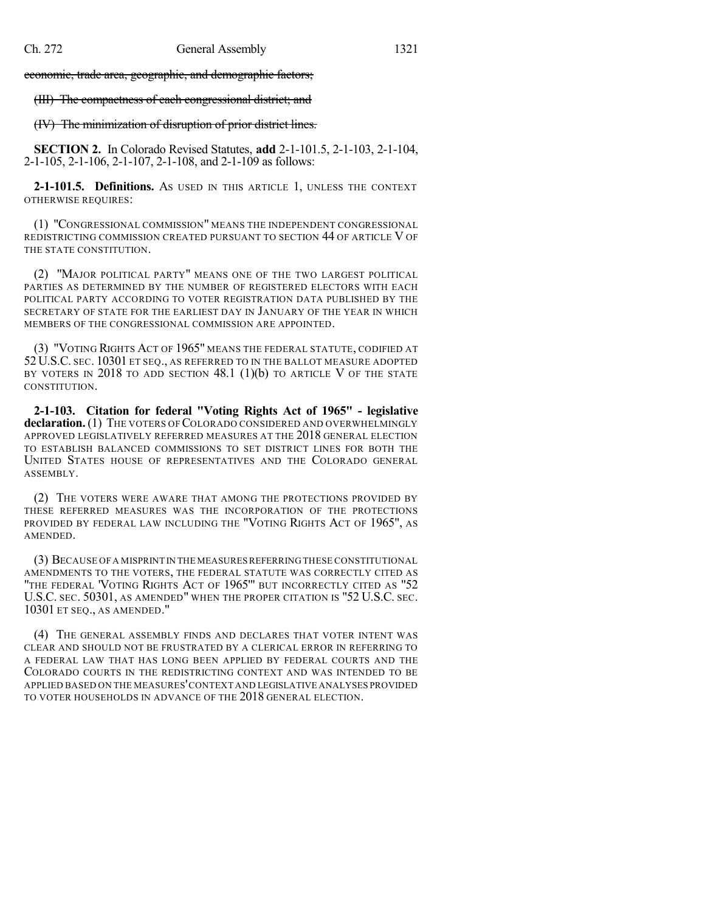~~economic, trade area, geographic, and demographic factors;~~

~~(III) The compactness of each congressional district; and~~

~~(IV) The minimization of disruption of prior district lines.~~

**SECTION 2.** In Colorado Revised Statutes, **add** 2-1-101.5, 2-1-103, 2-1-104, 2-1-105, 2-1-106, 2-1-107, 2-1-108, and 2-1-109 as follows:

**2-1-101.5. Definitions.** AS USED IN THIS ARTICLE 1, UNLESS THE CONTEXT OTHERWISE REQUIRES:

(1) "CONGRESSIONAL COMMISSION" MEANS THE INDEPENDENT CONGRESSIONAL REDISTRICTING COMMISSION CREATED PURSUANT TO SECTION 44 OF ARTICLE V OF THE STATE CONSTITUTION.

(2) "MAJOR POLITICAL PARTY" MEANS ONE OF THE TWO LARGEST POLITICAL PARTIES AS DETERMINED BY THE NUMBER OF REGISTERED ELECTORS WITH EACH POLITICAL PARTY ACCORDING TO VOTER REGISTRATION DATA PUBLISHED BY THE SECRETARY OF STATE FOR THE EARLIEST DAY IN JANUARY OF THE YEAR IN WHICH MEMBERS OF THE CONGRESSIONAL COMMISSION ARE APPOINTED.

(3) "VOTING RIGHTS ACT OF 1965" MEANS THE FEDERAL STATUTE, CODIFIED AT 52 U.S.C. SEC. 10301 ET SEQ., AS REFERRED TO IN THE BALLOT MEASURE ADOPTED BY VOTERS IN 2018 TO ADD SECTION 48.1 (1)(b) TO ARTICLE V OF THE STATE CONSTITUTION.

**2-1-103. Citation for federal "Voting Rights Act of 1965" - legislative declaration.** (1) THE VOTERS OF COLORADO CONSIDERED AND OVERWHELMINGLY APPROVED LEGISLATIVELY REFERRED MEASURES AT THE 2018 GENERAL ELECTION TO ESTABLISH BALANCED COMMISSIONS TO SET DISTRICT LINES FOR BOTH THE UNITED STATES HOUSE OF REPRESENTATIVES AND THE COLORADO GENERAL ASSEMBLY.

(2) THE VOTERS WERE AWARE THAT AMONG THE PROTECTIONS PROVIDED BY THESE REFERRED MEASURES WAS THE INCORPORATION OF THE PROTECTIONS PROVIDED BY FEDERAL LAW INCLUDING THE "VOTING RIGHTS ACT OF 1965", AS AMENDED.

(3) BECAUSE OF A MISPRINT IN THE MEASURES REFERRING THESE CONSTITUTIONAL AMENDMENTS TO THE VOTERS, THE FEDERAL STATUTE WAS CORRECTLY CITED AS "THE FEDERAL 'VOTING RIGHTS ACT OF 1965'" BUT INCORRECTLY CITED AS "52 U.S.C. SEC. 50301, AS AMENDED" WHEN THE PROPER CITATION IS "52 U.S.C. SEC. 10301 ET SEQ., AS AMENDED."

(4) THE GENERAL ASSEMBLY FINDS AND DECLARES THAT VOTER INTENT WAS CLEAR AND SHOULD NOT BE FRUSTRATED BY A CLERICAL ERROR IN REFERRING TO A FEDERAL LAW THAT HAS LONG BEEN APPLIED BY FEDERAL COURTS AND THE COLORADO COURTS IN THE REDISTRICTING CONTEXT AND WAS INTENDED TO BE APPLIED BASED ON THE MEASURES' CONTEXT AND LEGISLATIVE ANALYSES PROVIDED TO VOTER HOUSEHOLDS IN ADVANCE OF THE 2018 GENERAL ELECTION.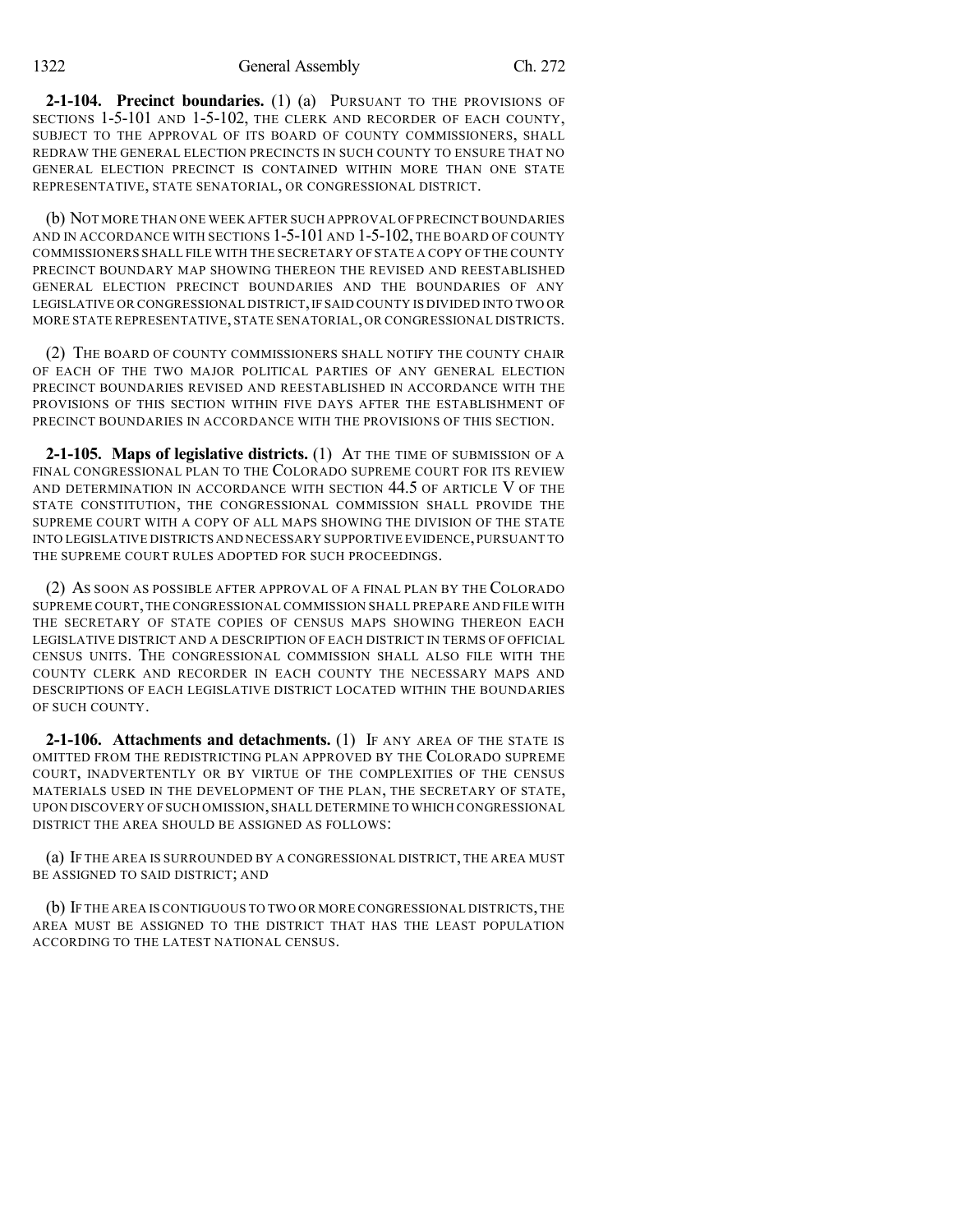**2-1-104. Precinct boundaries.** (1) (a) PURSUANT TO THE PROVISIONS OF SECTIONS 1-5-101 AND 1-5-102, THE CLERK AND RECORDER OF EACH COUNTY, SUBJECT TO THE APPROVAL OF ITS BOARD OF COUNTY COMMISSIONERS, SHALL REDRAW THE GENERAL ELECTION PRECINCTS IN SUCH COUNTY TO ENSURE THAT NO GENERAL ELECTION PRECINCT IS CONTAINED WITHIN MORE THAN ONE STATE REPRESENTATIVE, STATE SENATORIAL, OR CONGRESSIONAL DISTRICT.

(b) NOT MORE THAN ONE WEEK AFTER SUCH APPROVAL OF PRECINCT BOUNDARIES AND IN ACCORDANCE WITH SECTIONS 1-5-101 AND 1-5-102, THE BOARD OF COUNTY COMMISSIONERS SHALL FILE WITH THE SECRETARY OF STATE A COPY OF THE COUNTY PRECINCT BOUNDARY MAP SHOWING THEREON THE REVISED AND REESTABLISHED GENERAL ELECTION PRECINCT BOUNDARIES AND THE BOUNDARIES OF ANY LEGISLATIVE OR CONGRESSIONAL DISTRICT, IF SAID COUNTY IS DIVIDED INTO TWO OR MORE STATE REPRESENTATIVE, STATE SENATORIAL, OR CONGRESSIONAL DISTRICTS.

(2) THE BOARD OF COUNTY COMMISSIONERS SHALL NOTIFY THE COUNTY CHAIR OF EACH OF THE TWO MAJOR POLITICAL PARTIES OF ANY GENERAL ELECTION PRECINCT BOUNDARIES REVISED AND REESTABLISHED IN ACCORDANCE WITH THE PROVISIONS OF THIS SECTION WITHIN FIVE DAYS AFTER THE ESTABLISHMENT OF PRECINCT BOUNDARIES IN ACCORDANCE WITH THE PROVISIONS OF THIS SECTION.

**2-1-105. Maps of legislative districts.** (1) AT THE TIME OF SUBMISSION OF A FINAL CONGRESSIONAL PLAN TO THE COLORADO SUPREME COURT FOR ITS REVIEW AND DETERMINATION IN ACCORDANCE WITH SECTION 44.5 OF ARTICLE V OF THE STATE CONSTITUTION, THE CONGRESSIONAL COMMISSION SHALL PROVIDE THE SUPREME COURT WITH A COPY OF ALL MAPS SHOWING THE DIVISION OF THE STATE INTO LEGISLATIVE DISTRICTS AND NECESSARY SUPPORTIVE EVIDENCE, PURSUANT TO THE SUPREME COURT RULES ADOPTED FOR SUCH PROCEEDINGS.

(2) AS SOON AS POSSIBLE AFTER APPROVAL OF A FINAL PLAN BY THE COLORADO SUPREME COURT, THE CONGRESSIONAL COMMISSION SHALL PREPARE AND FILE WITH THE SECRETARY OF STATE COPIES OF CENSUS MAPS SHOWING THEREON EACH LEGISLATIVE DISTRICT AND A DESCRIPTION OF EACH DISTRICT IN TERMS OF OFFICIAL CENSUS UNITS. THE CONGRESSIONAL COMMISSION SHALL ALSO FILE WITH THE COUNTY CLERK AND RECORDER IN EACH COUNTY THE NECESSARY MAPS AND DESCRIPTIONS OF EACH LEGISLATIVE DISTRICT LOCATED WITHIN THE BOUNDARIES OF SUCH COUNTY.

**2-1-106. Attachments and detachments.** (1) IF ANY AREA OF THE STATE IS OMITTED FROM THE REDISTRICTING PLAN APPROVED BY THE COLORADO SUPREME COURT, INADVERTENTLY OR BY VIRTUE OF THE COMPLEXITIES OF THE CENSUS MATERIALS USED IN THE DEVELOPMENT OF THE PLAN, THE SECRETARY OF STATE, UPON DISCOVERY OF SUCH OMISSION, SHALL DETERMINE TO WHICH CONGRESSIONAL DISTRICT THE AREA SHOULD BE ASSIGNED AS FOLLOWS:

(a) IF THE AREA IS SURROUNDED BY A CONGRESSIONAL DISTRICT, THE AREA MUST BE ASSIGNED TO SAID DISTRICT; AND

(b) IF THE AREA IS CONTIGUOUS TO TWO OR MORE CONGRESSIONAL DISTRICTS, THE AREA MUST BE ASSIGNED TO THE DISTRICT THAT HAS THE LEAST POPULATION ACCORDING TO THE LATEST NATIONAL CENSUS.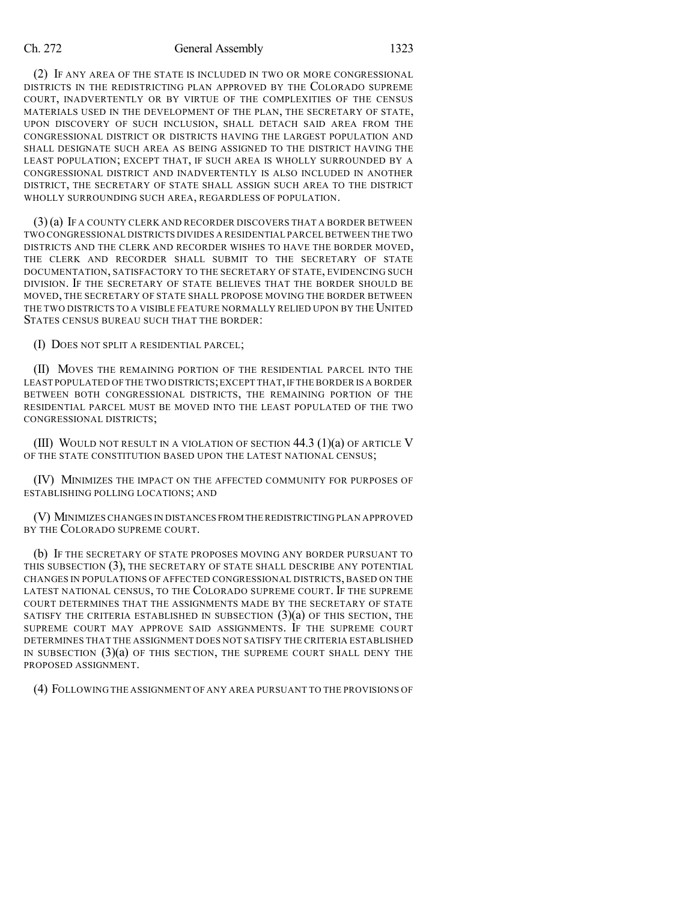(2) IF ANY AREA OF THE STATE IS INCLUDED IN TWO OR MORE CONGRESSIONAL DISTRICTS IN THE REDISTRICTING PLAN APPROVED BY THE COLORADO SUPREME COURT, INADVERTENTLY OR BY VIRTUE OF THE COMPLEXITIES OF THE CENSUS MATERIALS USED IN THE DEVELOPMENT OF THE PLAN, THE SECRETARY OF STATE, UPON DISCOVERY OF SUCH INCLUSION, SHALL DETACH SAID AREA FROM THE CONGRESSIONAL DISTRICT OR DISTRICTS HAVING THE LARGEST POPULATION AND SHALL DESIGNATE SUCH AREA AS BEING ASSIGNED TO THE DISTRICT HAVING THE LEAST POPULATION; EXCEPT THAT, IF SUCH AREA IS WHOLLY SURROUNDED BY A CONGRESSIONAL DISTRICT AND INADVERTENTLY IS ALSO INCLUDED IN ANOTHER DISTRICT, THE SECRETARY OF STATE SHALL ASSIGN SUCH AREA TO THE DISTRICT WHOLLY SURROUNDING SUCH AREA, REGARDLESS OF POPULATION.

(3) (a) IF A COUNTY CLERK AND RECORDER DISCOVERS THAT A BORDER BETWEEN TWO CONGRESSIONAL DISTRICTS DIVIDES A RESIDENTIAL PARCEL BETWEEN THE TWO DISTRICTS AND THE CLERK AND RECORDER WISHES TO HAVE THE BORDER MOVED, THE CLERK AND RECORDER SHALL SUBMIT TO THE SECRETARY OF STATE DOCUMENTATION, SATISFACTORY TO THE SECRETARY OF STATE, EVIDENCING SUCH DIVISION. IF THE SECRETARY OF STATE BELIEVES THAT THE BORDER SHOULD BE MOVED, THE SECRETARY OF STATE SHALL PROPOSE MOVING THE BORDER BETWEEN THE TWO DISTRICTS TO A VISIBLE FEATURE NORMALLY RELIED UPON BY THE UNITED STATES CENSUS BUREAU SUCH THAT THE BORDER:

(I) DOES NOT SPLIT A RESIDENTIAL PARCEL;

(II) MOVES THE REMAINING PORTION OF THE RESIDENTIAL PARCEL INTO THE LEAST POPULATED OF THE TWO DISTRICTS; EXCEPT THAT, IF THE BORDER IS A BORDER BETWEEN BOTH CONGRESSIONAL DISTRICTS, THE REMAINING PORTION OF THE RESIDENTIAL PARCEL MUST BE MOVED INTO THE LEAST POPULATED OF THE TWO CONGRESSIONAL DISTRICTS;

(III) WOULD NOT RESULT IN A VIOLATION OF SECTION 44.3 (1)(a) OF ARTICLE V OF THE STATE CONSTITUTION BASED UPON THE LATEST NATIONAL CENSUS;

(IV) MINIMIZES THE IMPACT ON THE AFFECTED COMMUNITY FOR PURPOSES OF ESTABLISHING POLLING LOCATIONS; AND

(V) MINIMIZES CHANGES IN DISTANCES FROM THE REDISTRICTING PLAN APPROVED BY THE COLORADO SUPREME COURT.

(b) IF THE SECRETARY OF STATE PROPOSES MOVING ANY BORDER PURSUANT TO THIS SUBSECTION (3), THE SECRETARY OF STATE SHALL DESCRIBE ANY POTENTIAL CHANGES IN POPULATIONS OF AFFECTED CONGRESSIONAL DISTRICTS, BASED ON THE LATEST NATIONAL CENSUS, TO THE COLORADO SUPREME COURT. IF THE SUPREME COURT DETERMINES THAT THE ASSIGNMENTS MADE BY THE SECRETARY OF STATE SATISFY THE CRITERIA ESTABLISHED IN SUBSECTION (3)(a) OF THIS SECTION, THE SUPREME COURT MAY APPROVE SAID ASSIGNMENTS. IF THE SUPREME COURT DETERMINES THAT THE ASSIGNMENT DOES NOT SATISFY THE CRITERIA ESTABLISHED IN SUBSECTION (3)(a) OF THIS SECTION, THE SUPREME COURT SHALL DENY THE PROPOSED ASSIGNMENT.

(4) FOLLOWING THE ASSIGNMENT OF ANY AREA PURSUANT TO THE PROVISIONS OF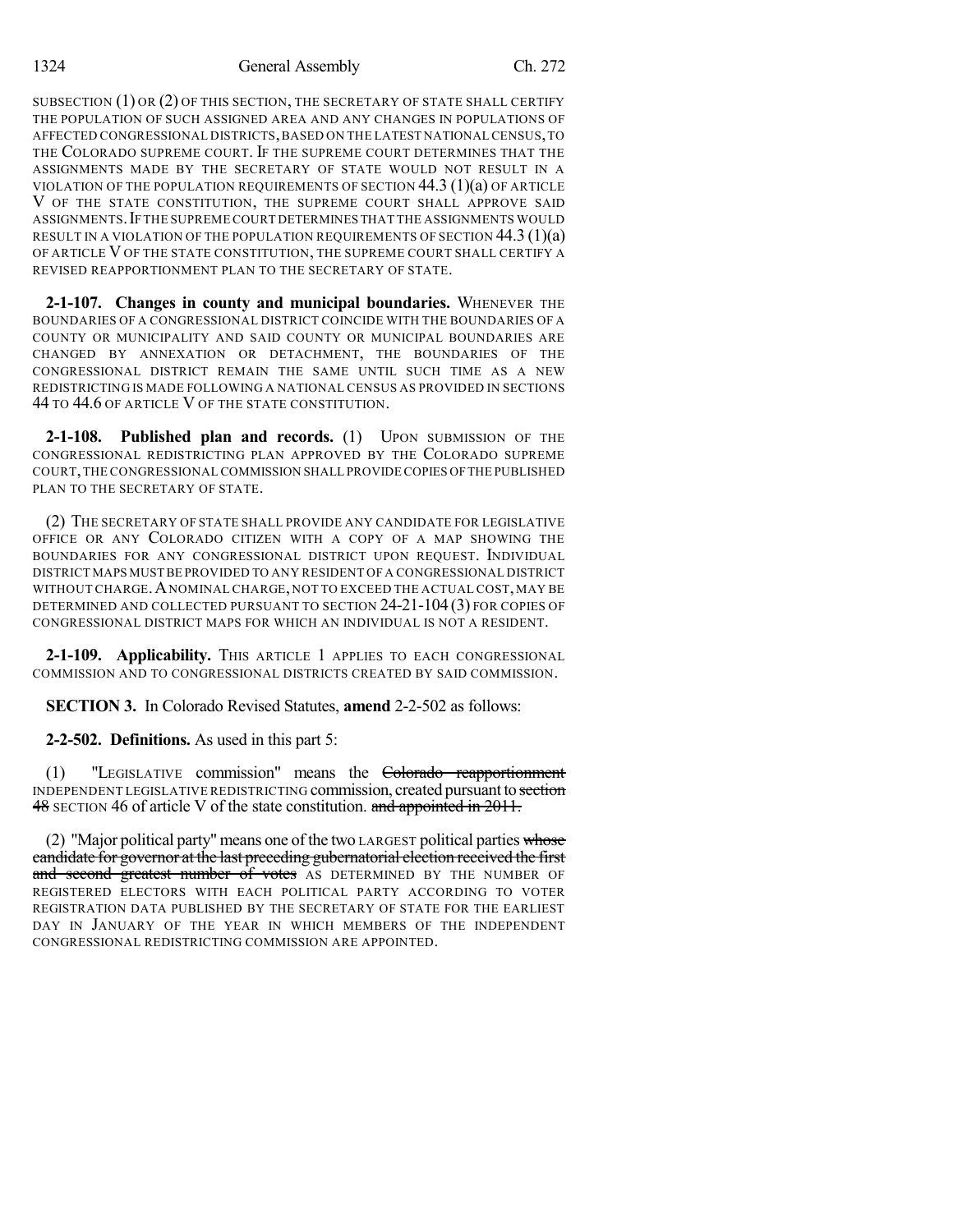SUBSECTION (1) OR (2) OF THIS SECTION, THE SECRETARY OF STATE SHALL CERTIFY THE POPULATION OF SUCH ASSIGNED AREA AND ANY CHANGES IN POPULATIONS OF AFFECTED CONGRESSIONAL DISTRICTS, BASED ON THE LATEST NATIONAL CENSUS, TO THE COLORADO SUPREME COURT. IF THE SUPREME COURT DETERMINES THAT THE ASSIGNMENTS MADE BY THE SECRETARY OF STATE WOULD NOT RESULT IN A VIOLATION OF THE POPULATION REQUIREMENTS OF SECTION 44.3 (1)(a) OF ARTICLE V OF THE STATE CONSTITUTION, THE SUPREME COURT SHALL APPROVE SAID ASSIGNMENTS. IF THE SUPREME COURT DETERMINES THAT THE ASSIGNMENTS WOULD RESULT IN A VIOLATION OF THE POPULATION REQUIREMENTS OF SECTION 44.3 (1)(a) OF ARTICLE V OF THE STATE CONSTITUTION, THE SUPREME COURT SHALL CERTIFY A REVISED REAPPORTIONMENT PLAN TO THE SECRETARY OF STATE.

**2-1-107. Changes in county and municipal boundaries.** WHENEVER THE BOUNDARIES OF A CONGRESSIONAL DISTRICT COINCIDE WITH THE BOUNDARIES OF A COUNTY OR MUNICIPALITY AND SAID COUNTY OR MUNICIPAL BOUNDARIES ARE CHANGED BY ANNEXATION OR DETACHMENT, THE BOUNDARIES OF THE CONGRESSIONAL DISTRICT REMAIN THE SAME UNTIL SUCH TIME AS A NEW REDISTRICTING IS MADE FOLLOWING A NATIONAL CENSUS AS PROVIDED IN SECTIONS 44 TO 44.6 OF ARTICLE V OF THE STATE CONSTITUTION.

**2-1-108. Published plan and records.** (1) UPON SUBMISSION OF THE CONGRESSIONAL REDISTRICTING PLAN APPROVED BY THE COLORADO SUPREME COURT, THE CONGRESSIONAL COMMISSION SHALL PROVIDE COPIES OF THE PUBLISHED PLAN TO THE SECRETARY OF STATE.

(2) THE SECRETARY OF STATE SHALL PROVIDE ANY CANDIDATE FOR LEGISLATIVE OFFICE OR ANY COLORADO CITIZEN WITH A COPY OF A MAP SHOWING THE BOUNDARIES FOR ANY CONGRESSIONAL DISTRICT UPON REQUEST. INDIVIDUAL DISTRICT MAPS MUST BE PROVIDED TO ANY RESIDENT OF A CONGRESSIONAL DISTRICT WITHOUT CHARGE. A NOMINAL CHARGE, NOT TO EXCEED THE ACTUAL COST, MAY BE DETERMINED AND COLLECTED PURSUANT TO SECTION 24-21-104 (3) FOR COPIES OF CONGRESSIONAL DISTRICT MAPS FOR WHICH AN INDIVIDUAL IS NOT A RESIDENT.

**2-1-109. Applicability.** THIS ARTICLE 1 APPLIES TO EACH CONGRESSIONAL COMMISSION AND TO CONGRESSIONAL DISTRICTS CREATED BY SAID COMMISSION.

**SECTION 3.** In Colorado Revised Statutes, **amend** 2-2-502 as follows:

**2-2-502. Definitions.** As used in this part 5:

(1) "LEGISLATIVE commission" means the ~~Colorado reapportionment~~ INDEPENDENT LEGISLATIVE REDISTRICTING commission, created pursuant to ~~section 48~~ SECTION 46 of article V of the state constitution. ~~and appointed in 2011.~~

(2) "Major political party" means one of the two LARGEST political parties ~~whose candidate for governor at the last preceding gubernatorial election received the first and second greatest number of votes~~ AS DETERMINED BY THE NUMBER OF REGISTERED ELECTORS WITH EACH POLITICAL PARTY ACCORDING TO VOTER REGISTRATION DATA PUBLISHED BY THE SECRETARY OF STATE FOR THE EARLIEST DAY IN JANUARY OF THE YEAR IN WHICH MEMBERS OF THE INDEPENDENT CONGRESSIONAL REDISTRICTING COMMISSION ARE APPOINTED.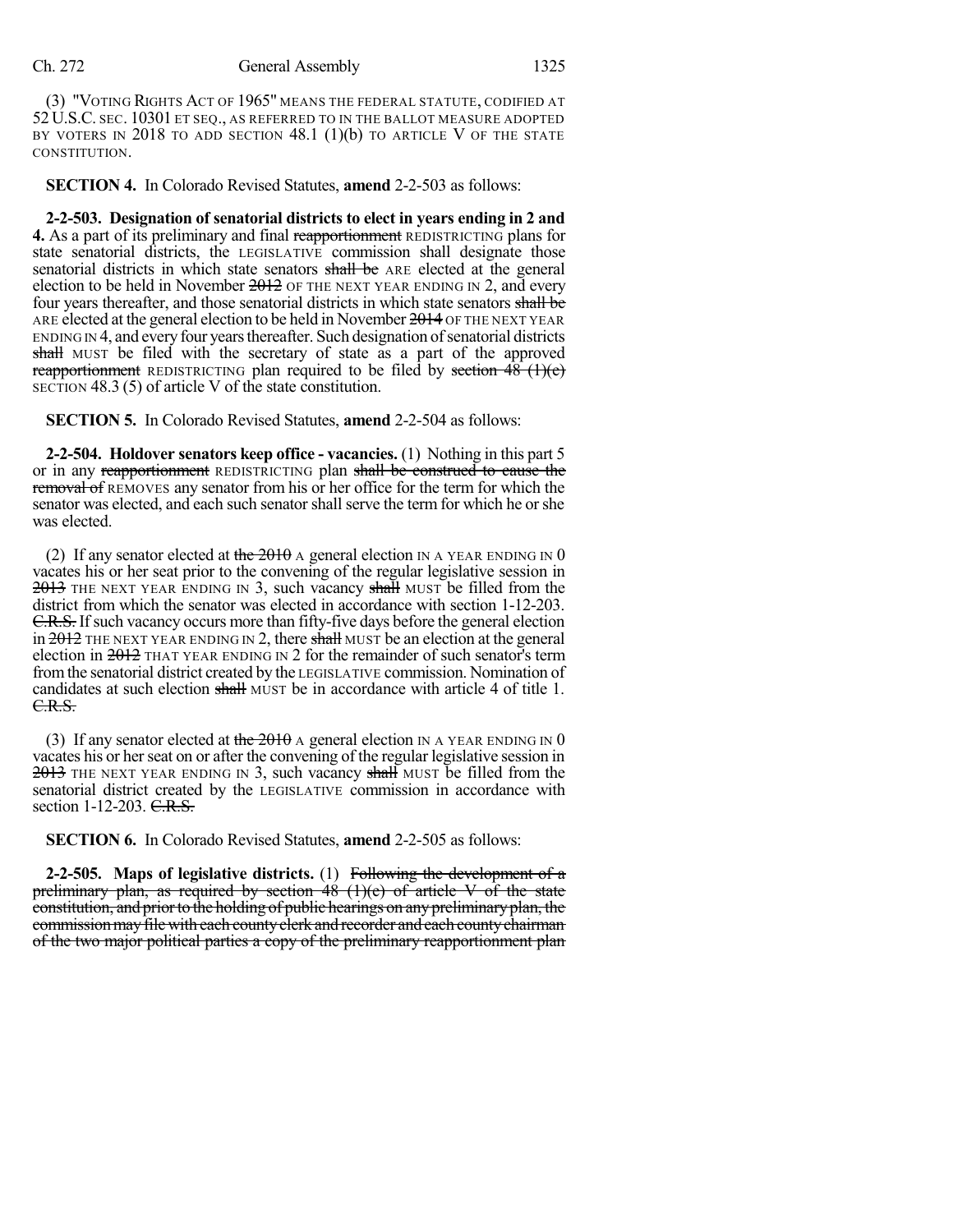(3) "VOTING RIGHTS ACT OF 1965" MEANS THE FEDERAL STATUTE, CODIFIED AT 52 U.S.C. SEC. 10301 ET SEQ., AS REFERRED TO IN THE BALLOT MEASURE ADOPTED BY VOTERS IN 2018 TO ADD SECTION 48.1 (1)(b) TO ARTICLE V OF THE STATE CONSTITUTION.

**SECTION 4.** In Colorado Revised Statutes, **amend** 2-2-503 as follows:

**2-2-503. Designation of senatorial districts to elect in years ending in 2 and 4.** As a part of its preliminary and final ~~reapportionment~~ REDISTRICTING plans for state senatorial districts, the LEGISLATIVE commission shall designate those senatorial districts in which state senators ~~shall be~~ ARE elected at the general election to be held in November ~~2012~~ OF THE NEXT YEAR ENDING IN 2, and every four years thereafter, and those senatorial districts in which state senators ~~shall be~~ ARE elected at the general election to be held in November ~~2014~~ OF THE NEXT YEAR ENDING IN 4, and every four years thereafter. Such designation of senatorial districts ~~shall~~ MUST be filed with the secretary of state as a part of the approved ~~reapportionment~~ REDISTRICTING plan required to be filed by ~~section 48 (1)(e)~~ SECTION 48.3 (5) of article V of the state constitution.

**SECTION 5.** In Colorado Revised Statutes, **amend** 2-2-504 as follows:

**2-2-504. Holdover senators keep office - vacancies.** (1) Nothing in this part 5 or in any ~~reapportionment~~ REDISTRICTING plan ~~shall be construed to cause the removal of~~ REMOVES any senator from his or her office for the term for which the senator was elected, and each such senator shall serve the term for which he or she was elected.

(2) If any senator elected at ~~the 2010~~ A general election IN A YEAR ENDING IN 0 vacates his or her seat prior to the convening of the regular legislative session in ~~2013~~ THE NEXT YEAR ENDING IN 3, such vacancy ~~shall~~ MUST be filled from the district from which the senator was elected in accordance with section 1-12-203. ~~C.R.S.~~ If such vacancy occurs more than fifty-five days before the general election in ~~2012~~ THE NEXT YEAR ENDING IN 2, there ~~shall~~ MUST be an election at the general election in ~~2012~~ THAT YEAR ENDING IN 2 for the remainder of such senator's term from the senatorial district created by the LEGISLATIVE commission. Nomination of candidates at such election ~~shall~~ MUST be in accordance with article 4 of title 1. ~~C.R.S.~~

(3) If any senator elected at ~~the 2010~~ A general election IN A YEAR ENDING IN 0 vacates his or her seat on or after the convening of the regular legislative session in ~~2013~~ THE NEXT YEAR ENDING IN 3, such vacancy ~~shall~~ MUST be filled from the senatorial district created by the LEGISLATIVE commission in accordance with section 1-12-203. ~~C.R.S.~~

**SECTION 6.** In Colorado Revised Statutes, **amend** 2-2-505 as follows:

**2-2-505. Maps of legislative districts.** (1) ~~Following the development of a preliminary plan, as required by section 48 (1)(e) of article V of the state constitution, and prior to the holding of public hearings on any preliminary plan, the commission may file with each county clerk and recorder and each county chairman of the two major political parties a copy of the preliminary reapportionment plan~~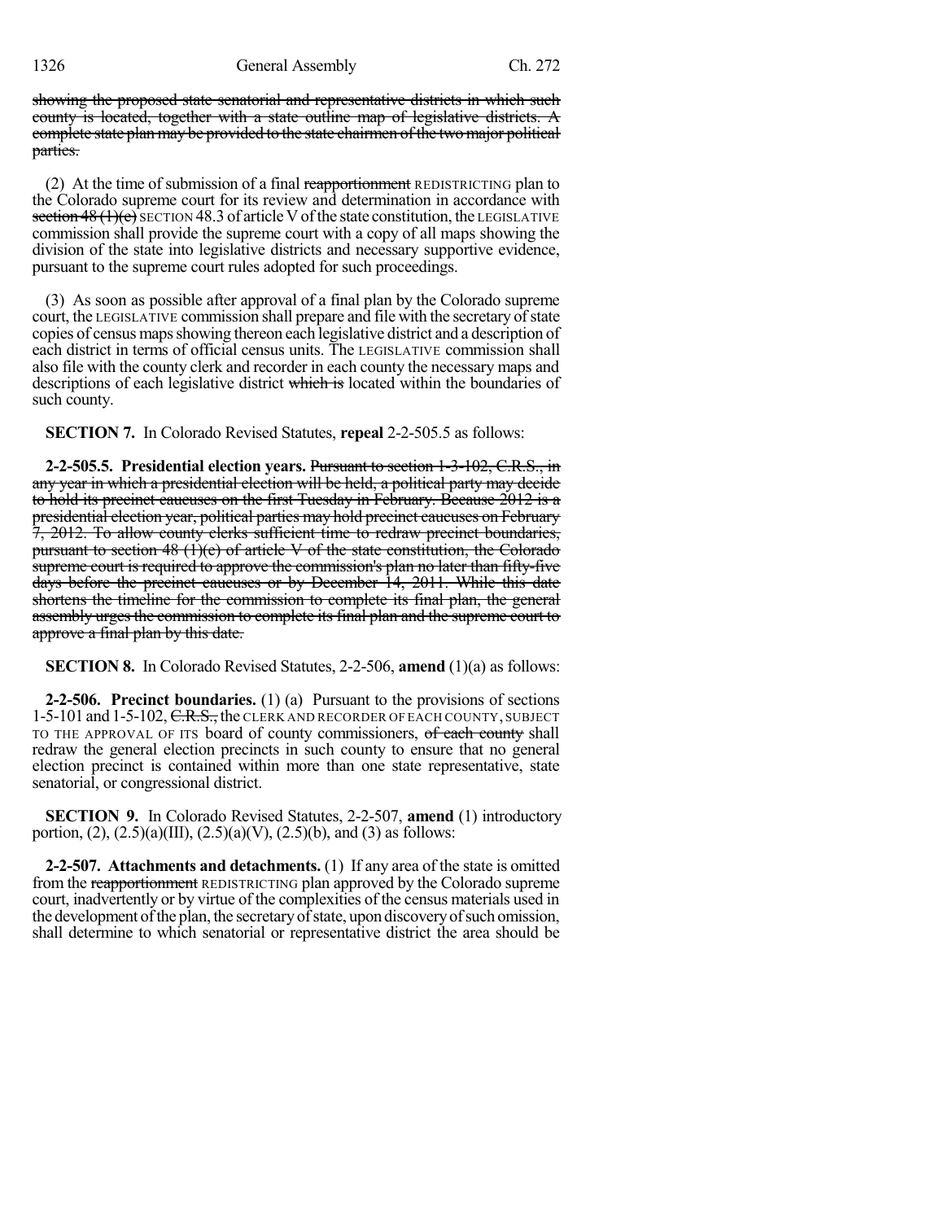showing the proposed state senatorial and representative districts in which such county is located, together with a state outline map of legislative districts. A complete state plan may be provided to the state chairmen of the two major political parties.

(2) At the time of submission of a final reapportionment REDISTRICTING plan to the Colorado supreme court for its review and determination in accordance with section 48 (1)(e) SECTION 48.3 of article V of the state constitution, the LEGISLATIVE commission shall provide the supreme court with a copy of all maps showing the division of the state into legislative districts and necessary supportive evidence, pursuant to the supreme court rules adopted for such proceedings.

(3) As soon as possible after approval of a final plan by the Colorado supreme court, the LEGISLATIVE commission shall prepare and file with the secretary of state copies of census maps showing thereon each legislative district and a description of each district in terms of official census units. The LEGISLATIVE commission shall also file with the county clerk and recorder in each county the necessary maps and descriptions of each legislative district which is located within the boundaries of such county.

**SECTION 7.** In Colorado Revised Statutes, **repeal** 2-2-505.5 as follows:

**2-2-505.5. Presidential election years.** Pursuant to section 1-3-102, C.R.S., in any year in which a presidential election will be held, a political party may decide to hold its precinct caucuses on the first Tuesday in February. Because 2012 is a presidential election year, political parties may hold precinct caucuses on February 7, 2012. To allow county clerks sufficient time to redraw precinct boundaries, pursuant to section 48 (1)(e) of article V of the state constitution, the Colorado supreme court is required to approve the commission's plan no later than fifty-five days before the precinct caucuses or by December 14, 2011. While this date shortens the timeline for the commission to complete its final plan, the general assembly urges the commission to complete its final plan and the supreme court to approve a final plan by this date.

**SECTION 8.** In Colorado Revised Statutes, 2-2-506, **amend** (1)(a) as follows:

**2-2-506. Precinct boundaries.** (1) (a) Pursuant to the provisions of sections 1-5-101 and 1-5-102, C.R.S., the CLERK AND RECORDER OF EACH COUNTY, SUBJECT TO THE APPROVAL OF ITS board of county commissioners, of each county shall redraw the general election precincts in such county to ensure that no general election precinct is contained within more than one state representative, state senatorial, or congressional district.

**SECTION 9.** In Colorado Revised Statutes, 2-2-507, **amend** (1) introductory portion, (2), (2.5)(a)(III), (2.5)(a)(V), (2.5)(b), and (3) as follows:

**2-2-507. Attachments and detachments.** (1) If any area of the state is omitted from the reapportionment REDISTRICTING plan approved by the Colorado supreme court, inadvertently or by virtue of the complexities of the census materials used in the development of the plan, the secretary of state, upon discovery of such omission, shall determine to which senatorial or representative district the area should be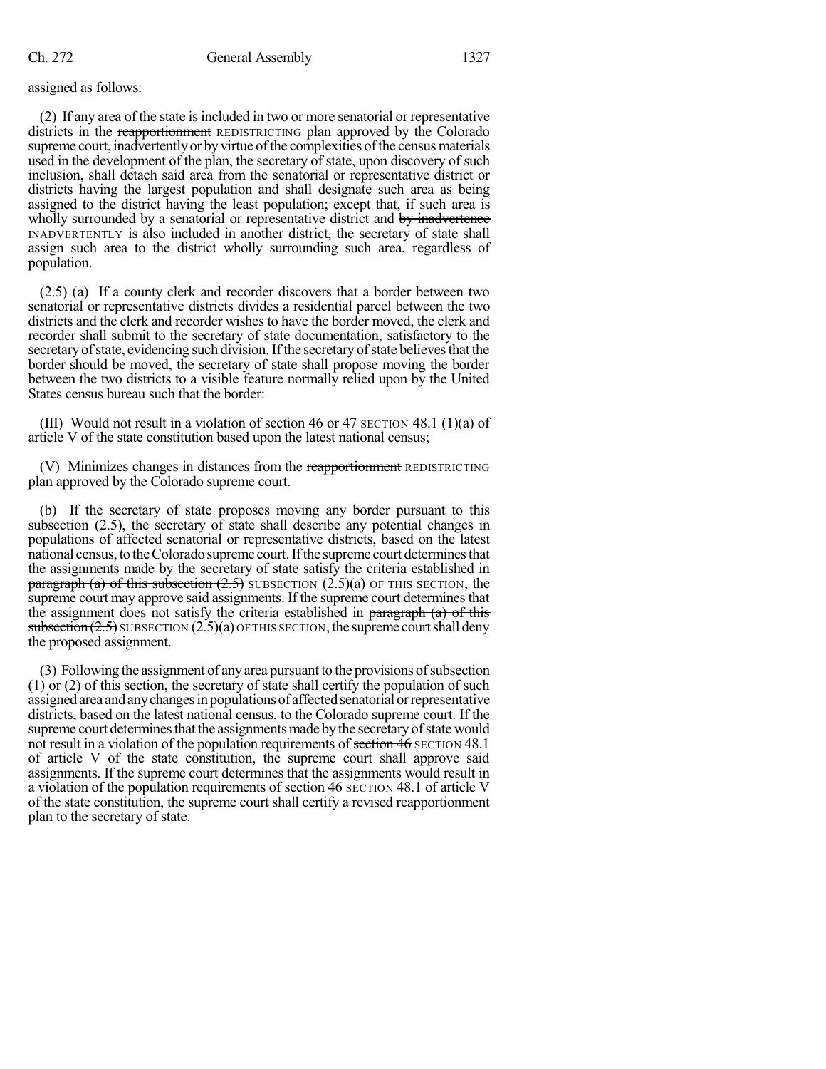assigned as follows:

(2) If any area of the state is included in two or more senatorial or representative districts in the ~~reapportionment~~ REDISTRICTING plan approved by the Colorado supreme court, inadvertently or by virtue of the complexities of the census materials used in the development of the plan, the secretary of state, upon discovery of such inclusion, shall detach said area from the senatorial or representative district or districts having the largest population and shall designate such area as being assigned to the district having the least population; except that, if such area is wholly surrounded by a senatorial or representative district and ~~by inadvertence~~ INADVERTENTLY is also included in another district, the secretary of state shall assign such area to the district wholly surrounding such area, regardless of population.

(2.5) (a) If a county clerk and recorder discovers that a border between two senatorial or representative districts divides a residential parcel between the two districts and the clerk and recorder wishes to have the border moved, the clerk and recorder shall submit to the secretary of state documentation, satisfactory to the secretary of state, evidencing such division. If the secretary of state believes that the border should be moved, the secretary of state shall propose moving the border between the two districts to a visible feature normally relied upon by the United States census bureau such that the border:

(III) Would not result in a violation of ~~section 46 or 47~~ SECTION 48.1 (1)(a) of article V of the state constitution based upon the latest national census;

(V) Minimizes changes in distances from the ~~reapportionment~~ REDISTRICTING plan approved by the Colorado supreme court.

(b) If the secretary of state proposes moving any border pursuant to this subsection (2.5), the secretary of state shall describe any potential changes in populations of affected senatorial or representative districts, based on the latest national census, to the Colorado supreme court. If the supreme court determines that the assignments made by the secretary of state satisfy the criteria established in ~~paragraph (a) of this subsection (2.5)~~ SUBSECTION (2.5)(a) OF THIS SECTION, the supreme court may approve said assignments. If the supreme court determines that the assignment does not satisfy the criteria established in ~~paragraph (a) of this subsection (2.5)~~ SUBSECTION (2.5)(a) OF THIS SECTION, the supreme court shall deny the proposed assignment.

(3) Following the assignment of any area pursuant to the provisions of subsection (1) or (2) of this section, the secretary of state shall certify the population of such assigned area and any changes in populations of affected senatorial or representative districts, based on the latest national census, to the Colorado supreme court. If the supreme court determines that the assignments made by the secretary of state would not result in a violation of the population requirements of ~~section 46~~ SECTION 48.1 of article V of the state constitution, the supreme court shall approve said assignments. If the supreme court determines that the assignments would result in a violation of the population requirements of ~~section 46~~ SECTION 48.1 of article V of the state constitution, the supreme court shall certify a revised reapportionment plan to the secretary of state.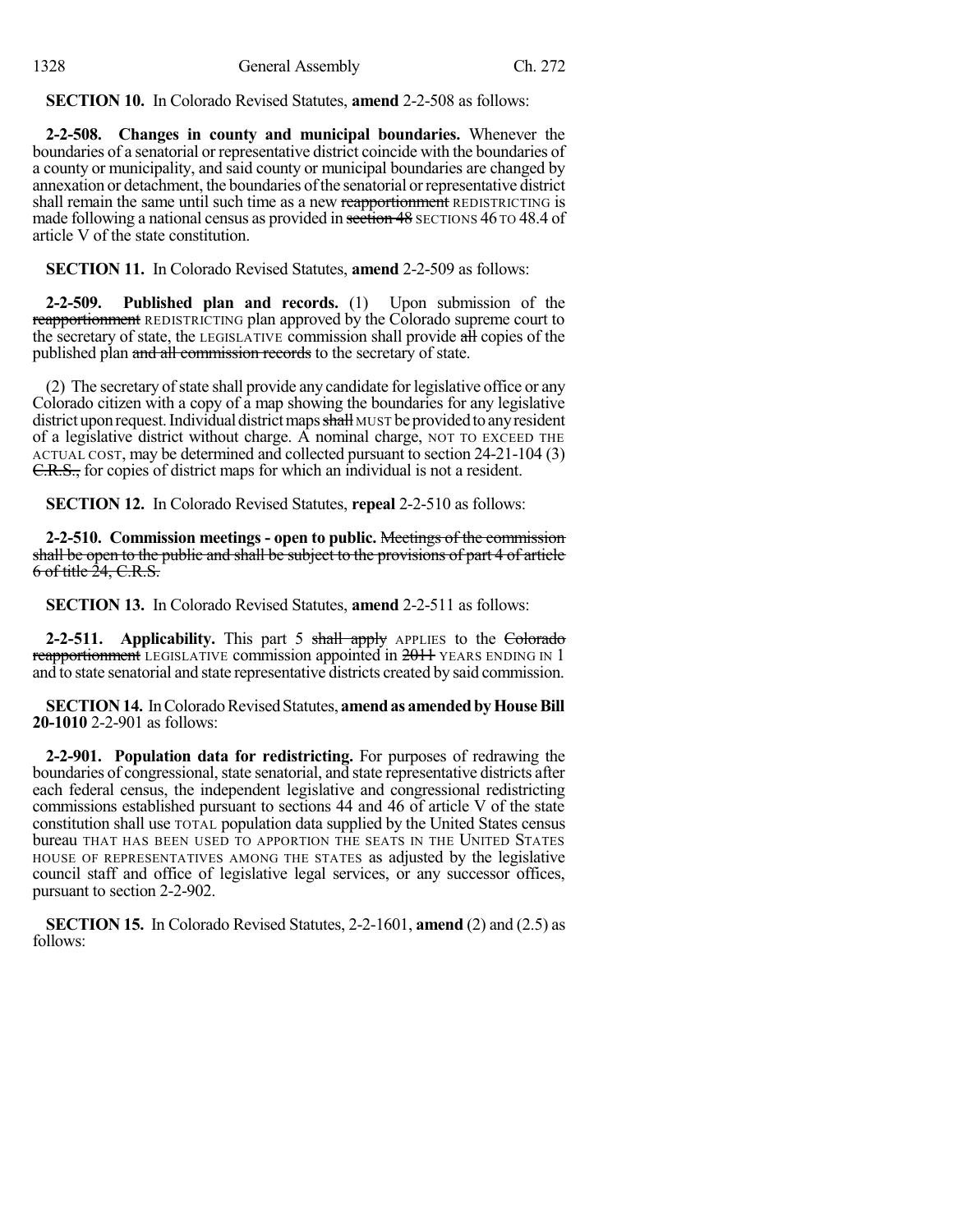**SECTION 10.** In Colorado Revised Statutes, **amend** 2-2-508 as follows:

**2-2-508. Changes in county and municipal boundaries.** Whenever the boundaries of a senatorial or representative district coincide with the boundaries of a county or municipality, and said county or municipal boundaries are changed by annexation or detachment, the boundaries of the senatorial or representative district shall remain the same until such time as a new ~~reapportionment~~ REDISTRICTING is made following a national census as provided in ~~section 48~~ SECTIONS 46 TO 48.4 of article V of the state constitution.

**SECTION 11.** In Colorado Revised Statutes, **amend** 2-2-509 as follows:

**2-2-509. Published plan and records.** (1) Upon submission of the ~~reapportionment~~ REDISTRICTING plan approved by the Colorado supreme court to the secretary of state, the LEGISLATIVE commission shall provide ~~all~~ copies of the published plan ~~and all commission records~~ to the secretary of state.

(2) The secretary of state shall provide any candidate for legislative office or any Colorado citizen with a copy of a map showing the boundaries for any legislative district upon request. Individual district maps ~~shall~~ MUST be provided to any resident of a legislative district without charge. A nominal charge, NOT TO EXCEED THE ACTUAL COST, may be determined and collected pursuant to section 24-21-104 (3) ~~C.R.S.,~~ for copies of district maps for which an individual is not a resident.

**SECTION 12.** In Colorado Revised Statutes, **repeal** 2-2-510 as follows:

**2-2-510. Commission meetings - open to public.** ~~Meetings of the commission shall be open to the public and shall be subject to the provisions of part 4 of article 6 of title 24, C.R.S.~~

**SECTION 13.** In Colorado Revised Statutes, **amend** 2-2-511 as follows:

**2-2-511. Applicability.** This part 5 ~~shall apply~~ APPLIES to the ~~Colorado reapportionment~~ LEGISLATIVE commission appointed in ~~2011~~ YEARS ENDING IN 1 and to state senatorial and state representative districts created by said commission.

**SECTION 14.** In Colorado Revised Statutes, **amend as amended by House Bill 20-1010** 2-2-901 as follows:

**2-2-901. Population data for redistricting.** For purposes of redrawing the boundaries of congressional, state senatorial, and state representative districts after each federal census, the independent legislative and congressional redistricting commissions established pursuant to sections 44 and 46 of article V of the state constitution shall use TOTAL population data supplied by the United States census bureau THAT HAS BEEN USED TO APPORTION THE SEATS IN THE UNITED STATES HOUSE OF REPRESENTATIVES AMONG THE STATES as adjusted by the legislative council staff and office of legislative legal services, or any successor offices, pursuant to section 2-2-902.

**SECTION 15.** In Colorado Revised Statutes, 2-2-1601, **amend** (2) and (2.5) as follows: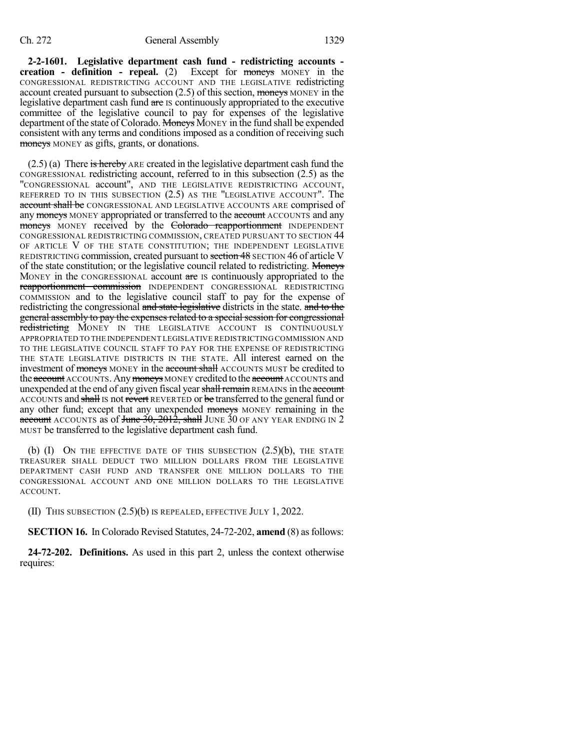**2-2-1601. Legislative department cash fund - redistricting accounts - creation - definition - repeal.** (2) Except for ~~moneys~~ MONEY in the CONGRESSIONAL REDISTRICTING ACCOUNT AND THE LEGISLATIVE redistricting account created pursuant to subsection (2.5) of this section, ~~moneys~~ MONEY in the legislative department cash fund ~~are~~ IS continuously appropriated to the executive committee of the legislative council to pay for expenses of the legislative department of the state of Colorado. ~~Moneys~~ MONEY in the fund shall be expended consistent with any terms and conditions imposed as a condition of receiving such ~~moneys~~ MONEY as gifts, grants, or donations.

(2.5) (a) There ~~is hereby~~ ARE created in the legislative department cash fund the CONGRESSIONAL redistricting account, referred to in this subsection (2.5) as the "CONGRESSIONAL account", AND THE LEGISLATIVE REDISTRICTING ACCOUNT, REFERRED TO IN THIS SUBSECTION (2.5) AS THE "LEGISLATIVE ACCOUNT". The ~~account shall be~~ CONGRESSIONAL AND LEGISLATIVE ACCOUNTS ARE comprised of any ~~moneys~~ MONEY appropriated or transferred to the ~~account~~ ACCOUNTS and any ~~moneys~~ MONEY received by the ~~Colorado reapportionment~~ INDEPENDENT CONGRESSIONAL REDISTRICTING COMMISSION, CREATED PURSUANT TO SECTION 44 OF ARTICLE V OF THE STATE CONSTITUTION; THE INDEPENDENT LEGISLATIVE REDISTRICTING commission, created pursuant to ~~section 48~~ SECTION 46 of article V of the state constitution; or the legislative council related to redistricting. ~~Moneys~~ MONEY in the CONGRESSIONAL account ~~are~~ IS continuously appropriated to the ~~reapportionment commission~~ INDEPENDENT CONGRESSIONAL REDISTRICTING COMMISSION and to the legislative council staff to pay for the expense of redistricting the congressional ~~and state legislative~~ districts in the state. ~~and to the general assembly to pay the expenses related to a special session for congressional redistricting~~ MONEY IN THE LEGISLATIVE ACCOUNT IS CONTINUOUSLY APPROPRIATED TO THE INDEPENDENT LEGISLATIVE REDISTRICTING COMMISSION AND TO THE LEGISLATIVE COUNCIL STAFF TO PAY FOR THE EXPENSE OF REDISTRICTING THE STATE LEGISLATIVE DISTRICTS IN THE STATE. All interest earned on the investment of ~~moneys~~ MONEY in the ~~account shall~~ ACCOUNTS MUST be credited to the ~~account~~ ACCOUNTS. Any ~~moneys~~ MONEY credited to the ~~account~~ ACCOUNTS and unexpended at the end of any given fiscal year ~~shall remain~~ REMAINS in the ~~account~~ ACCOUNTS and ~~shall~~ IS not ~~revert~~ REVERTED or ~~be~~ transferred to the general fund or any other fund; except that any unexpended ~~moneys~~ MONEY remaining in the ~~account~~ ACCOUNTS as of ~~June 30, 2012, shall~~ JUNE 30 OF ANY YEAR ENDING IN 2 MUST be transferred to the legislative department cash fund.

(b) (I) ON THE EFFECTIVE DATE OF THIS SUBSECTION (2.5)(b), THE STATE TREASURER SHALL DEDUCT TWO MILLION DOLLARS FROM THE LEGISLATIVE DEPARTMENT CASH FUND AND TRANSFER ONE MILLION DOLLARS TO THE CONGRESSIONAL ACCOUNT AND ONE MILLION DOLLARS TO THE LEGISLATIVE ACCOUNT.

(II) THIS SUBSECTION (2.5)(b) IS REPEALED, EFFECTIVE JULY 1, 2022.

**SECTION 16.** In Colorado Revised Statutes, 24-72-202, **amend** (8) as follows:

**24-72-202. Definitions.** As used in this part 2, unless the context otherwise requires: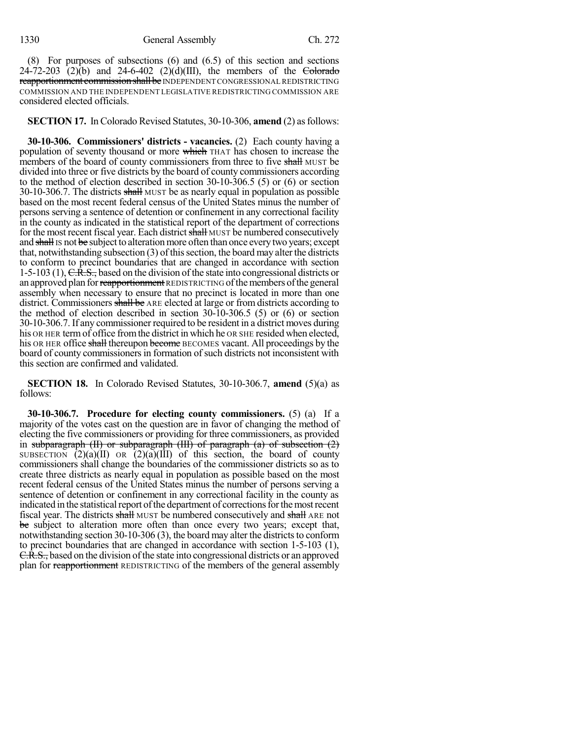(8) For purposes of subsections (6) and (6.5) of this section and sections 24-72-203 (2)(b) and 24-6-402 (2)(d)(III), the members of the ~~Colorado reapportionment commission shall be~~ INDEPENDENT CONGRESSIONAL REDISTRICTING COMMISSION AND THE INDEPENDENT LEGISLATIVE REDISTRICTING COMMISSION ARE considered elected officials.

**SECTION 17.** In Colorado Revised Statutes, 30-10-306, **amend** (2) as follows:

**30-10-306. Commissioners' districts - vacancies.** (2) Each county having a population of seventy thousand or more ~~which~~ THAT has chosen to increase the members of the board of county commissioners from three to five ~~shall~~ MUST be divided into three or five districts by the board of county commissioners according to the method of election described in section 30-10-306.5 (5) or (6) or section 30-10-306.7. The districts ~~shall~~ MUST be as nearly equal in population as possible based on the most recent federal census of the United States minus the number of persons serving a sentence of detention or confinement in any correctional facility in the county as indicated in the statistical report of the department of corrections for the most recent fiscal year. Each district ~~shall~~ MUST be numbered consecutively and ~~shall~~ IS not ~~be~~ subject to alteration more often than once every two years; except that, notwithstanding subsection (3) of this section, the board may alter the districts to conform to precinct boundaries that are changed in accordance with section 1-5-103 (1), ~~C.R.S.,~~ based on the division of the state into congressional districts or an approved plan for ~~reapportionment~~ REDISTRICTING of the members of the general assembly when necessary to ensure that no precinct is located in more than one district. Commissioners ~~shall be~~ ARE elected at large or from districts according to the method of election described in section 30-10-306.5 (5) or (6) or section 30-10-306.7. If any commissioner required to be resident in a district moves during his OR HER term of office from the district in which he OR SHE resided when elected, his OR HER office ~~shall~~ thereupon ~~become~~ BECOMES vacant. All proceedings by the board of county commissioners in formation of such districts not inconsistent with this section are confirmed and validated.

**SECTION 18.** In Colorado Revised Statutes, 30-10-306.7, **amend** (5)(a) as follows:

**30-10-306.7. Procedure for electing county commissioners.** (5) (a) If a majority of the votes cast on the question are in favor of changing the method of electing the five commissioners or providing for three commissioners, as provided in ~~subparagraph (II) or subparagraph (III) of paragraph (a) of subsection (2)~~ SUBSECTION (2)(a)(II) OR (2)(a)(III) of this section, the board of county commissioners shall change the boundaries of the commissioner districts so as to create three districts as nearly equal in population as possible based on the most recent federal census of the United States minus the number of persons serving a sentence of detention or confinement in any correctional facility in the county as indicated in the statistical report of the department of corrections for the most recent fiscal year. The districts ~~shall~~ MUST be numbered consecutively and ~~shall~~ ARE not ~~be~~ subject to alteration more often than once every two years; except that, notwithstanding section 30-10-306 (3), the board may alter the districts to conform to precinct boundaries that are changed in accordance with section 1-5-103 (1), ~~C.R.S.,~~ based on the division of the state into congressional districts or an approved plan for ~~reapportionment~~ REDISTRICTING of the members of the general assembly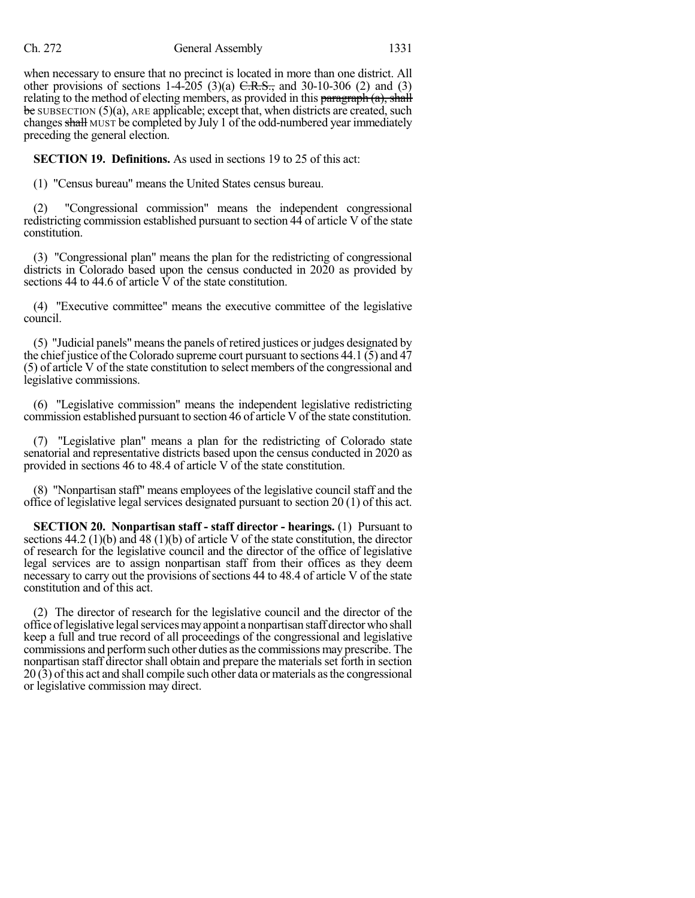when necessary to ensure that no precinct is located in more than one district. All other provisions of sections 1-4-205 (3)(a) ~~C.R.S.,~~ and 30-10-306 (2) and (3) relating to the method of electing members, as provided in this ~~paragraph (a), shall be~~ SUBSECTION (5)(a), ARE applicable; except that, when districts are created, such changes ~~shall~~ MUST be completed by July 1 of the odd-numbered year immediately preceding the general election.

**SECTION 19. Definitions.** As used in sections 19 to 25 of this act:

(1) "Census bureau" means the United States census bureau.

(2) "Congressional commission" means the independent congressional redistricting commission established pursuant to section 44 of article V of the state constitution.

(3) "Congressional plan" means the plan for the redistricting of congressional districts in Colorado based upon the census conducted in 2020 as provided by sections 44 to 44.6 of article V of the state constitution.

(4) "Executive committee" means the executive committee of the legislative council.

(5) "Judicial panels" means the panels of retired justices or judges designated by the chief justice of the Colorado supreme court pursuant to sections 44.1 (5) and 47 (5) of article V of the state constitution to select members of the congressional and legislative commissions.

(6) "Legislative commission" means the independent legislative redistricting commission established pursuant to section 46 of article V of the state constitution.

(7) "Legislative plan" means a plan for the redistricting of Colorado state senatorial and representative districts based upon the census conducted in 2020 as provided in sections 46 to 48.4 of article V of the state constitution.

(8) "Nonpartisan staff" means employees of the legislative council staff and the office of legislative legal services designated pursuant to section 20 (1) of this act.

**SECTION 20. Nonpartisan staff - staff director - hearings.** (1) Pursuant to sections 44.2 (1)(b) and 48 (1)(b) of article V of the state constitution, the director of research for the legislative council and the director of the office of legislative legal services are to assign nonpartisan staff from their offices as they deem necessary to carry out the provisions of sections 44 to 48.4 of article V of the state constitution and of this act.

(2) The director of research for the legislative council and the director of the office of legislative legal services may appoint a nonpartisan staff director who shall keep a full and true record of all proceedings of the congressional and legislative commissions and perform such other duties as the commissions may prescribe. The nonpartisan staff director shall obtain and prepare the materials set forth in section 20 (3) of this act and shall compile such other data or materials as the congressional or legislative commission may direct.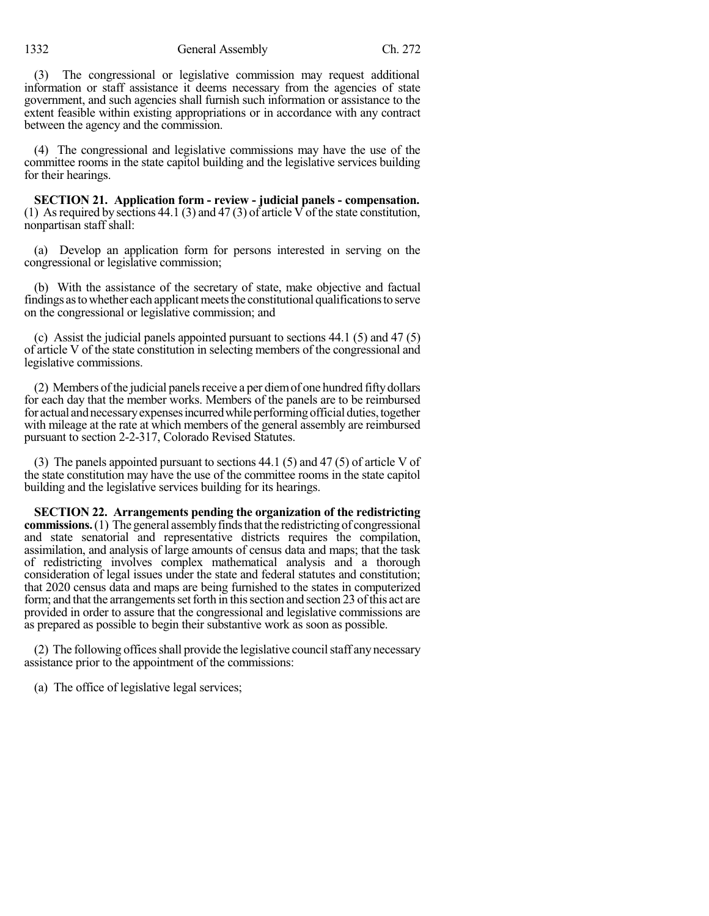(3) The congressional or legislative commission may request additional information or staff assistance it deems necessary from the agencies of state government, and such agencies shall furnish such information or assistance to the extent feasible within existing appropriations or in accordance with any contract between the agency and the commission.

(4) The congressional and legislative commissions may have the use of the committee rooms in the state capitol building and the legislative services building for their hearings.

**SECTION 21. Application form - review - judicial panels - compensation.** (1) As required by sections 44.1 (3) and 47 (3) of article V of the state constitution, nonpartisan staff shall:

(a) Develop an application form for persons interested in serving on the congressional or legislative commission;

(b) With the assistance of the secretary of state, make objective and factual findings as to whether each applicant meets the constitutional qualifications to serve on the congressional or legislative commission; and

(c) Assist the judicial panels appointed pursuant to sections 44.1 (5) and 47 (5) of article V of the state constitution in selecting members of the congressional and legislative commissions.

(2) Members of the judicial panels receive a per diem of one hundred fifty dollars for each day that the member works. Members of the panels are to be reimbursed for actual and necessary expenses incurred while performing official duties, together with mileage at the rate at which members of the general assembly are reimbursed pursuant to section 2-2-317, Colorado Revised Statutes.

(3) The panels appointed pursuant to sections 44.1 (5) and 47 (5) of article V of the state constitution may have the use of the committee rooms in the state capitol building and the legislative services building for its hearings.

**SECTION 22. Arrangements pending the organization of the redistricting commissions.** (1) The general assembly finds that the redistricting of congressional and state senatorial and representative districts requires the compilation, assimilation, and analysis of large amounts of census data and maps; that the task of redistricting involves complex mathematical analysis and a thorough consideration of legal issues under the state and federal statutes and constitution; that 2020 census data and maps are being furnished to the states in computerized form; and that the arrangements set forth in this section and section 23 of this act are provided in order to assure that the congressional and legislative commissions are as prepared as possible to begin their substantive work as soon as possible.

(2) The following offices shall provide the legislative council staff any necessary assistance prior to the appointment of the commissions:

(a) The office of legislative legal services;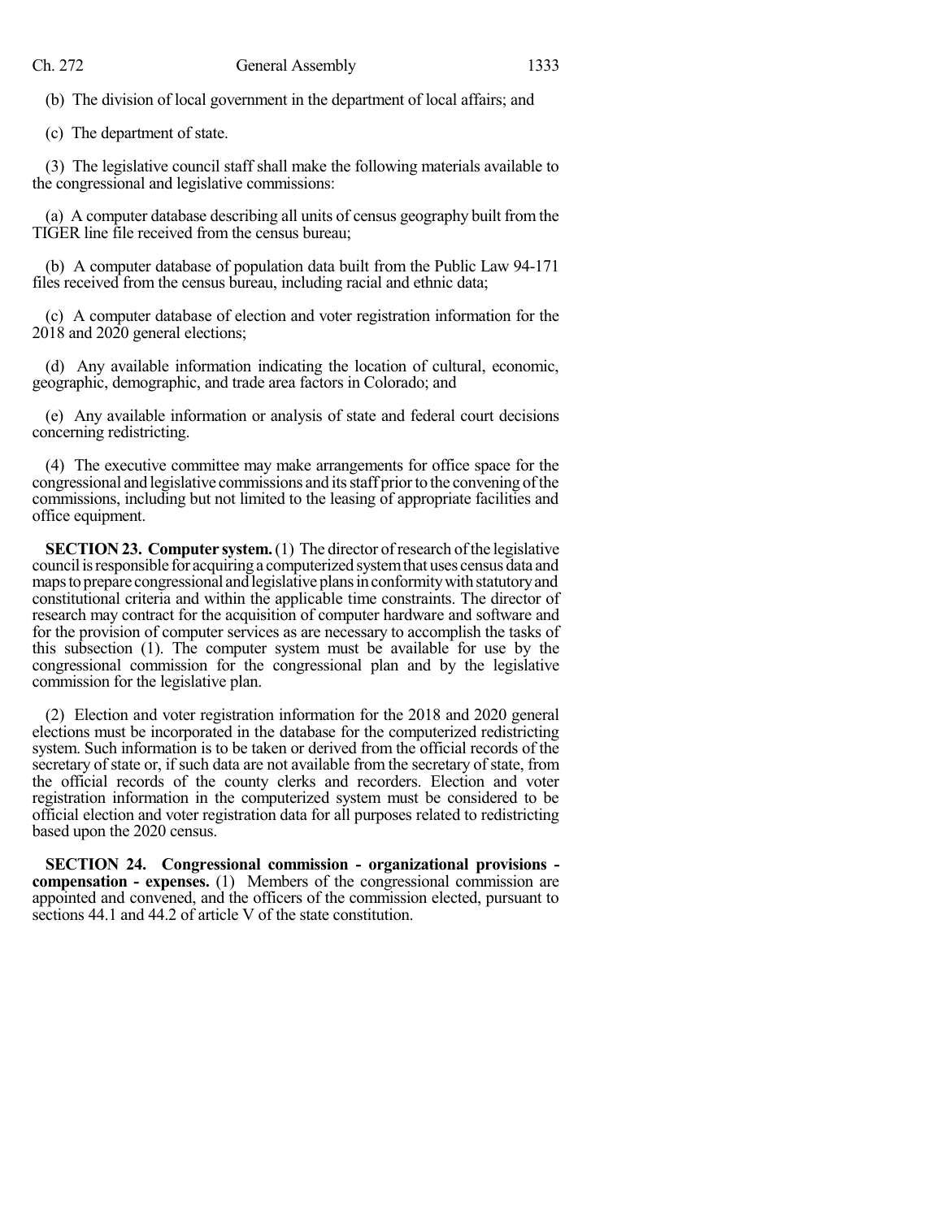(b) The division of local government in the department of local affairs; and

(c) The department of state.

(3) The legislative council staff shall make the following materials available to the congressional and legislative commissions:

(a) A computer database describing all units of census geography built from the TIGER line file received from the census bureau;

(b) A computer database of population data built from the Public Law 94-171 files received from the census bureau, including racial and ethnic data;

(c) A computer database of election and voter registration information for the 2018 and 2020 general elections;

(d) Any available information indicating the location of cultural, economic, geographic, demographic, and trade area factors in Colorado; and

(e) Any available information or analysis of state and federal court decisions concerning redistricting.

(4) The executive committee may make arrangements for office space for the congressional and legislative commissions and its staff prior to the convening of the commissions, including but not limited to the leasing of appropriate facilities and office equipment.

**SECTION 23. Computer system.** (1) The director of research of the legislative council is responsible for acquiring a computerized system that uses census data and maps to prepare congressional and legislative plans in conformity with statutory and constitutional criteria and within the applicable time constraints. The director of research may contract for the acquisition of computer hardware and software and for the provision of computer services as are necessary to accomplish the tasks of this subsection (1). The computer system must be available for use by the congressional commission for the congressional plan and by the legislative commission for the legislative plan.

(2) Election and voter registration information for the 2018 and 2020 general elections must be incorporated in the database for the computerized redistricting system. Such information is to be taken or derived from the official records of the secretary of state or, if such data are not available from the secretary of state, from the official records of the county clerks and recorders. Election and voter registration information in the computerized system must be considered to be official election and voter registration data for all purposes related to redistricting based upon the 2020 census.

**SECTION 24. Congressional commission - organizational provisions - compensation - expenses.** (1) Members of the congressional commission are appointed and convened, and the officers of the commission elected, pursuant to sections 44.1 and 44.2 of article V of the state constitution.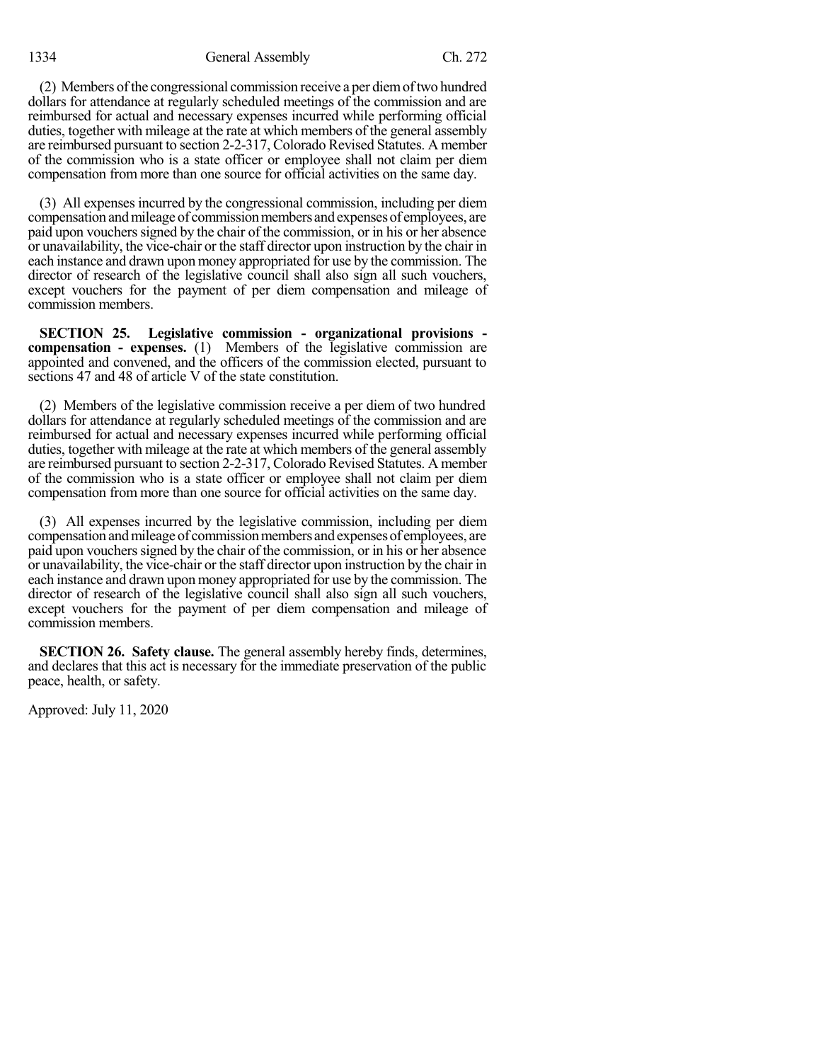(2) Members of the congressional commission receive a per diem of two hundred dollars for attendance at regularly scheduled meetings of the commission and are reimbursed for actual and necessary expenses incurred while performing official duties, together with mileage at the rate at which members of the general assembly are reimbursed pursuant to section 2-2-317, Colorado Revised Statutes. A member of the commission who is a state officer or employee shall not claim per diem compensation from more than one source for official activities on the same day.

(3) All expenses incurred by the congressional commission, including per diem compensation and mileage of commission members and expenses of employees, are paid upon vouchers signed by the chair of the commission, or in his or her absence or unavailability, the vice-chair or the staff director upon instruction by the chair in each instance and drawn upon money appropriated for use by the commission. The director of research of the legislative council shall also sign all such vouchers, except vouchers for the payment of per diem compensation and mileage of commission members.

**SECTION 25. Legislative commission - organizational provisions - compensation - expenses.** (1) Members of the legislative commission are appointed and convened, and the officers of the commission elected, pursuant to sections 47 and 48 of article V of the state constitution.

(2) Members of the legislative commission receive a per diem of two hundred dollars for attendance at regularly scheduled meetings of the commission and are reimbursed for actual and necessary expenses incurred while performing official duties, together with mileage at the rate at which members of the general assembly are reimbursed pursuant to section 2-2-317, Colorado Revised Statutes. A member of the commission who is a state officer or employee shall not claim per diem compensation from more than one source for official activities on the same day.

(3) All expenses incurred by the legislative commission, including per diem compensation and mileage of commission members and expenses of employees, are paid upon vouchers signed by the chair of the commission, or in his or her absence or unavailability, the vice-chair or the staff director upon instruction by the chair in each instance and drawn upon money appropriated for use by the commission. The director of research of the legislative council shall also sign all such vouchers, except vouchers for the payment of per diem compensation and mileage of commission members.

**SECTION 26. Safety clause.** The general assembly hereby finds, determines, and declares that this act is necessary for the immediate preservation of the public peace, health, or safety.

Approved: July 11, 2020